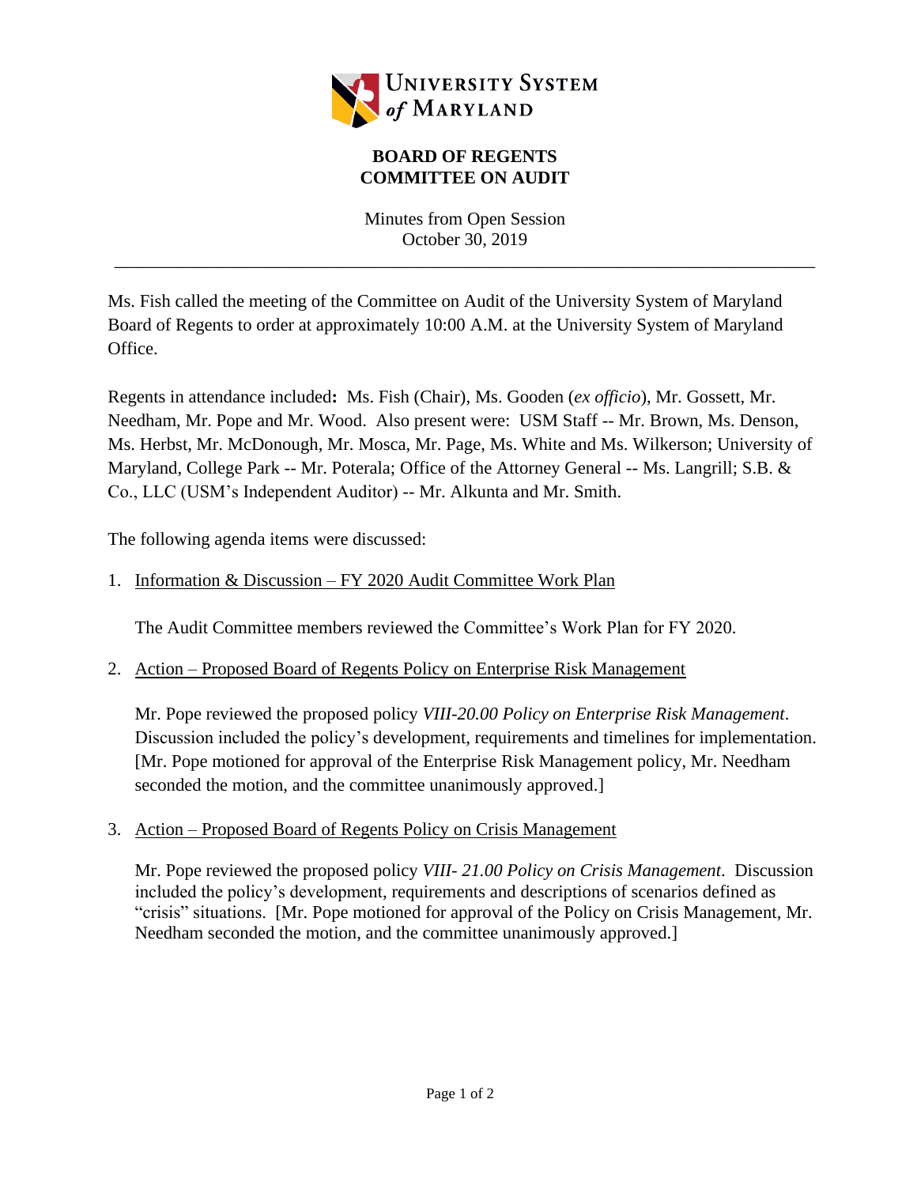University System of Maryland

## BOARD OF REGENTS
## COMMITTEE ON AUDIT

Minutes from Open Session
October 30, 2019

---

Ms. Fish called the meeting of the Committee on Audit of the University System of Maryland Board of Regents to order at approximately 10:00 A.M. at the University System of Maryland Office.

Regents in attendance included**:** Ms. Fish (Chair), Ms. Gooden (*ex officio*), Mr. Gossett, Mr. Needham, Mr. Pope and Mr. Wood. Also present were: USM Staff -- Mr. Brown, Ms. Denson, Ms. Herbst, Mr. McDonough, Mr. Mosca, Mr. Page, Ms. White and Ms. Wilkerson; University of Maryland, College Park -- Mr. Poterala; Office of the Attorney General -- Ms. Langrill; S.B. & Co., LLC (USM's Independent Auditor) -- Mr. Alkunta and Mr. Smith.

The following agenda items were discussed:

1. Information & Discussion – FY 2020 Audit Committee Work Plan

   The Audit Committee members reviewed the Committee's Work Plan for FY 2020.

2. Action – Proposed Board of Regents Policy on Enterprise Risk Management

   Mr. Pope reviewed the proposed policy *VIII-20.00 Policy on Enterprise Risk Management*. Discussion included the policy's development, requirements and timelines for implementation. [Mr. Pope motioned for approval of the Enterprise Risk Management policy, Mr. Needham seconded the motion, and the committee unanimously approved.]

3. Action – Proposed Board of Regents Policy on Crisis Management

   Mr. Pope reviewed the proposed policy *VIII- 21.00 Policy on Crisis Management*. Discussion included the policy's development, requirements and descriptions of scenarios defined as "crisis" situations. [Mr. Pope motioned for approval of the Policy on Crisis Management, Mr. Needham seconded the motion, and the committee unanimously approved.]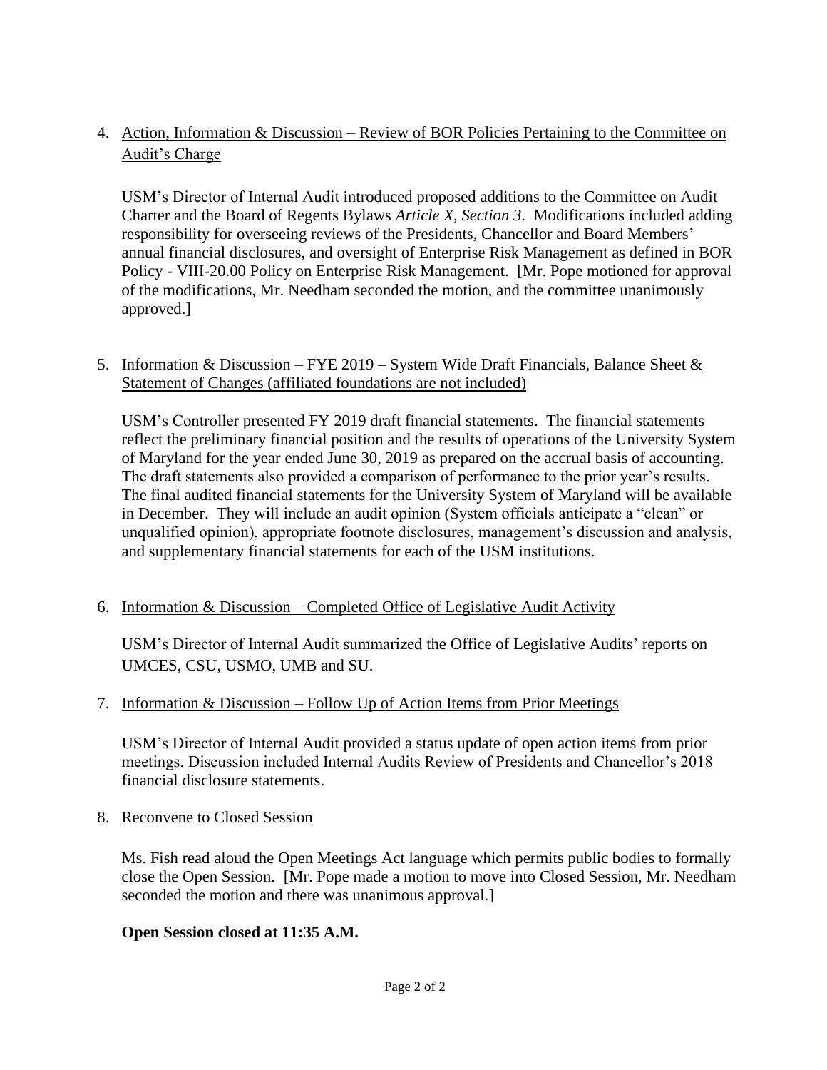4. Action, Information & Discussion – Review of BOR Policies Pertaining to the Committee on Audit's Charge

   USM's Director of Internal Audit introduced proposed additions to the Committee on Audit Charter and the Board of Regents Bylaws *Article X, Section 3*. Modifications included adding responsibility for overseeing reviews of the Presidents, Chancellor and Board Members' annual financial disclosures, and oversight of Enterprise Risk Management as defined in BOR Policy - VIII-20.00 Policy on Enterprise Risk Management. [Mr. Pope motioned for approval of the modifications, Mr. Needham seconded the motion, and the committee unanimously approved.]

5. Information & Discussion – FYE 2019 – System Wide Draft Financials, Balance Sheet & Statement of Changes (affiliated foundations are not included)

   USM's Controller presented FY 2019 draft financial statements. The financial statements reflect the preliminary financial position and the results of operations of the University System of Maryland for the year ended June 30, 2019 as prepared on the accrual basis of accounting. The draft statements also provided a comparison of performance to the prior year's results. The final audited financial statements for the University System of Maryland will be available in December. They will include an audit opinion (System officials anticipate a "clean" or unqualified opinion), appropriate footnote disclosures, management's discussion and analysis, and supplementary financial statements for each of the USM institutions.

6. Information & Discussion – Completed Office of Legislative Audit Activity

   USM's Director of Internal Audit summarized the Office of Legislative Audits' reports on UMCES, CSU, USMO, UMB and SU.

7. Information & Discussion – Follow Up of Action Items from Prior Meetings

   USM's Director of Internal Audit provided a status update of open action items from prior meetings. Discussion included Internal Audits Review of Presidents and Chancellor's 2018 financial disclosure statements.

8. Reconvene to Closed Session

   Ms. Fish read aloud the Open Meetings Act language which permits public bodies to formally close the Open Session. [Mr. Pope made a motion to move into Closed Session, Mr. Needham seconded the motion and there was unanimous approval.]

   **Open Session closed at 11:35 A.M.**